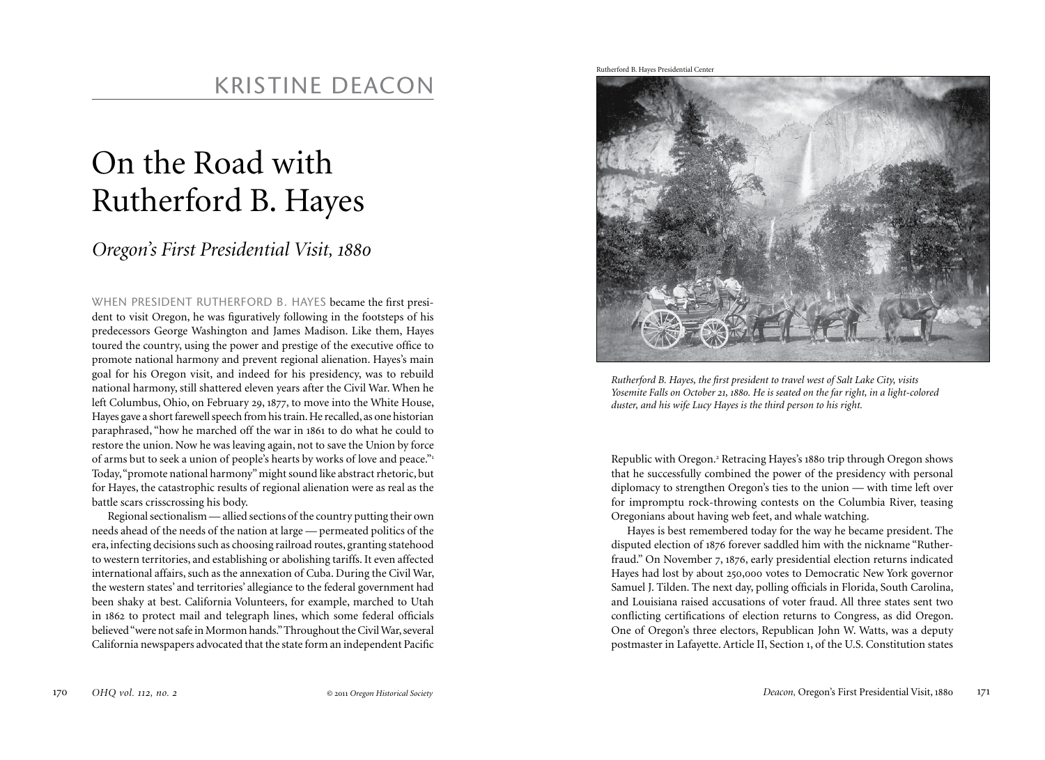KRISTINE DEACON

# On the Road with Rutherford B. Hayes

## *Oregon's First Presidential Visit, 1880*

WHEN PRESIDENT RUTHERFORD B. HAYES became the first president to visit Oregon, he was figuratively following in the footsteps of his predecessors George Washington and James Madison. Like them, Hayes toured the country, using the power and prestige of the executive office to promote national harmony and prevent regional alienation. Hayes's main goal for his Oregon visit, and indeed for his presidency, was to rebuild national harmony, still shattered eleven years after the Civil War. When he left Columbus, Ohio, on February 29, 1877, to move into the White House, Hayes gave a short farewell speech from his train. He recalled, as one historian paraphrased, "how he marched off the war in 1861 to do what he could to restore the union. Now he was leaving again, not to save the Union by force of arms but to seek a union of people's hearts by works of love and peace."[1] Today, "promote national harmony" might sound like abstract rhetoric, but for Hayes, the catastrophic results of regional alienation were as real as the battle scars crisscrossing his body.

Regional sectionalism — allied sections of the country putting their own needs ahead of the needs of the nation at large — permeated politics of the era, infecting decisions such as choosing railroad routes, granting statehood to western territories, and establishing or abolishing tariffs. It even affected international affairs, such as the annexation of Cuba. During the Civil War, the western states' and territories' allegiance to the federal government had been shaky at best. California Volunteers, for example, marched to Utah in 1862 to protect mail and telegraph lines, which some federal officials believed "were not safe in Mormon hands." Throughout the Civil War, several California newspapers advocated that the state form an independent Pacific Republic with Oregon.[2] Retracing Hayes's 1880 trip through Oregon shows that he successfully combined the power of the presidency with personal diplomacy to strengthen Oregon's ties to the union — with time left over for impromptu rock-throwing contests on the Columbia River, teasing Oregonians about having web feet, and whale watching.

Rutherford B. Hayes Presidential Center

*Rutherford B. Hayes, the first president to travel west of Salt Lake City, visits Yosemite Falls on October 21, 1880. He is seated on the far right, in a light-colored duster, and his wife Lucy Hayes is the third person to his right.*

Hayes is best remembered today for the way he became president. The disputed election of 1876 forever saddled him with the nickname "Rutherfraud." On November 7, 1876, early presidential election returns indicated Hayes had lost by about 250,000 votes to Democratic New York governor Samuel J. Tilden. The next day, polling officials in Florida, South Carolina, and Louisiana raised accusations of voter fraud. All three states sent two conflicting certifications of election returns to Congress, as did Oregon. One of Oregon's three electors, Republican John W. Watts, was a deputy postmaster in Lafayette. Article II, Section 1, of the U.S. Constitution states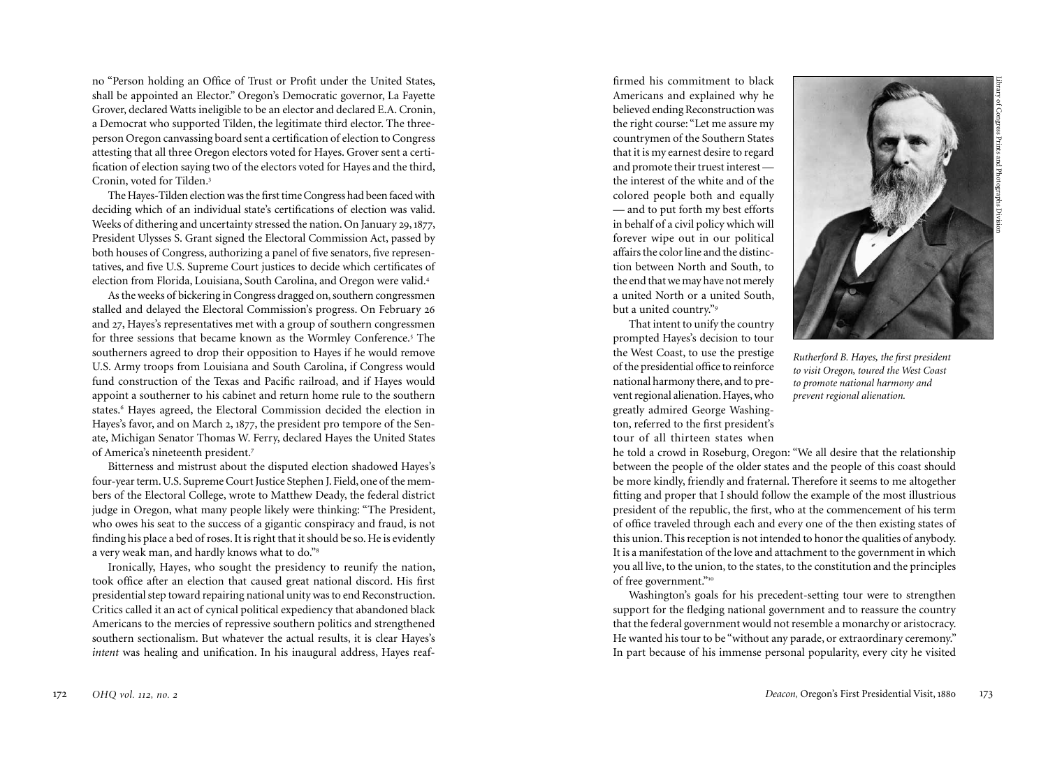no "Person holding an Office of Trust or Profit under the United States, shall be appointed an Elector." Oregon's Democratic governor, La Fayette Grover, declared Watts ineligible to be an elector and declared E.A. Cronin, a Democrat who supported Tilden, the legitimate third elector. The three-person Oregon canvassing board sent a certification of election to Congress attesting that all three Oregon electors voted for Hayes. Grover sent a certification of election saying two of the electors voted for Hayes and the third, Cronin, voted for Tilden.[3]

The Hayes-Tilden election was the first time Congress had been faced with deciding which of an individual state's certifications of election was valid. Weeks of dithering and uncertainty stressed the nation. On January 29, 1877, President Ulysses S. Grant signed the Electoral Commission Act, passed by both houses of Congress, authorizing a panel of five senators, five representatives, and five U.S. Supreme Court justices to decide which certificates of election from Florida, Louisiana, South Carolina, and Oregon were valid.[4]

As the weeks of bickering in Congress dragged on, southern congressmen stalled and delayed the Electoral Commission's progress. On February 26 and 27, Hayes's representatives met with a group of southern congressmen for three sessions that became known as the Wormley Conference.[5] The southerners agreed to drop their opposition to Hayes if he would remove U.S. Army troops from Louisiana and South Carolina, if Congress would fund construction of the Texas and Pacific railroad, and if Hayes would appoint a southerner to his cabinet and return home rule to the southern states.[6] Hayes agreed, the Electoral Commission decided the election in Hayes's favor, and on March 2, 1877, the president pro tempore of the Senate, Michigan Senator Thomas W. Ferry, declared Hayes the United States of America's nineteenth president.[7]

Bitterness and mistrust about the disputed election shadowed Hayes's four-year term. U.S. Supreme Court Justice Stephen J. Field, one of the members of the Electoral College, wrote to Matthew Deady, the federal district judge in Oregon, what many people likely were thinking: "The President, who owes his seat to the success of a gigantic conspiracy and fraud, is not finding his place a bed of roses. It is right that it should be so. He is evidently a very weak man, and hardly knows what to do."[8]

Ironically, Hayes, who sought the presidency to reunify the nation, took office after an election that caused great national discord. His first presidential step toward repairing national unity was to end Reconstruction. Critics called it an act of cynical political expediency that abandoned black Americans to the mercies of repressive southern politics and strengthened southern sectionalism. But whatever the actual results, it is clear Hayes's *intent* was healing and unification. In his inaugural address, Hayes reaffirmed his commitment to black Americans and explained why he believed ending Reconstruction was the right course: "Let me assure my countrymen of the Southern States that it is my earnest desire to regard and promote their truest interest — the interest of the white and of the colored people both and equally — and to put forth my best efforts in behalf of a civil policy which will forever wipe out in our political affairs the color line and the distinction between North and South, to the end that we may have not merely a united North or a united South, but a united country."[9]

Library of Congress Prints and Photographs Division

*Rutherford B. Hayes, the first president to visit Oregon, toured the West Coast to promote national harmony and prevent regional alienation.*

That intent to unify the country prompted Hayes's decision to tour the West Coast, to use the prestige of the presidential office to reinforce national harmony there, and to prevent regional alienation. Hayes, who greatly admired George Washington, referred to the first president's tour of all thirteen states when he told a crowd in Roseburg, Oregon: "We all desire that the relationship between the people of the older states and the people of this coast should be more kindly, friendly and fraternal. Therefore it seems to me altogether fitting and proper that I should follow the example of the most illustrious president of the republic, the first, who at the commencement of his term of office traveled through each and every one of the then existing states of this union. This reception is not intended to honor the qualities of anybody. It is a manifestation of the love and attachment to the government in which you all live, to the union, to the states, to the constitution and the principles of free government."[10]

Washington's goals for his precedent-setting tour were to strengthen support for the fledgling national government and to reassure the country that the federal government would not resemble a monarchy or aristocracy. He wanted his tour to be "without any parade, or extraordinary ceremony." In part because of his immense personal popularity, every city he visited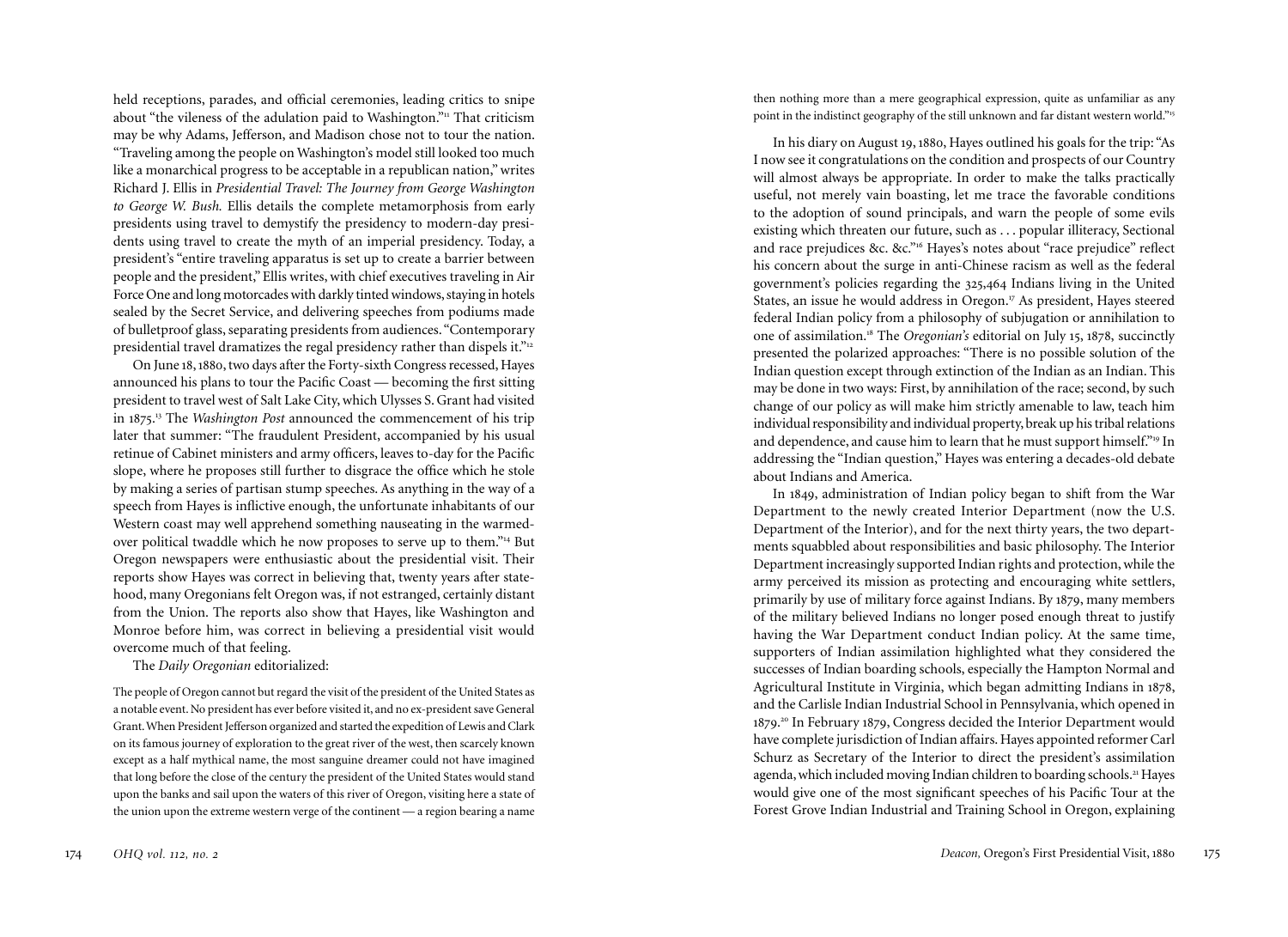held receptions, parades, and official ceremonies, leading critics to snipe about "the vileness of the adulation paid to Washington."[11] That criticism may be why Adams, Jefferson, and Madison chose not to tour the nation. "Traveling among the people on Washington's model still looked too much like a monarchical progress to be acceptable in a republican nation," writes Richard J. Ellis in *Presidential Travel: The Journey from George Washington to George W. Bush.* Ellis details the complete metamorphosis from early presidents using travel to demystify the presidency to modern-day presidents using travel to create the myth of an imperial presidency. Today, a president's "entire traveling apparatus is set up to create a barrier between people and the president," Ellis writes, with chief executives traveling in Air Force One and long motorcades with darkly tinted windows, staying in hotels sealed by the Secret Service, and delivering speeches from podiums made of bulletproof glass, separating presidents from audiences. "Contemporary presidential travel dramatizes the regal presidency rather than dispels it."[12]

On June 18, 1880, two days after the Forty-sixth Congress recessed, Hayes announced his plans to tour the Pacific Coast — becoming the first sitting president to travel west of Salt Lake City, which Ulysses S. Grant had visited in 1875.[13] The *Washington Post* announced the commencement of his trip later that summer: "The fraudulent President, accompanied by his usual retinue of Cabinet ministers and army officers, leaves to-day for the Pacific slope, where he proposes still further to disgrace the office which he stole by making a series of partisan stump speeches. As anything in the way of a speech from Hayes is inflictive enough, the unfortunate inhabitants of our Western coast may well apprehend something nauseating in the warmed-over political twaddle which he now proposes to serve up to them."[14] But Oregon newspapers were enthusiastic about the presidential visit. Their reports show Hayes was correct in believing that, twenty years after statehood, many Oregonians felt Oregon was, if not estranged, certainly distant from the Union. The reports also show that Hayes, like Washington and Monroe before him, was correct in believing a presidential visit would overcome much of that feeling.

The *Daily Oregonian* editorialized:

> The people of Oregon cannot but regard the visit of the president of the United States as a notable event. No president has ever before visited it, and no ex-president save General Grant. When President Jefferson organized and started the expedition of Lewis and Clark on its famous journey of exploration to the great river of the west, then scarcely known except as a half mythical name, the most sanguine dreamer could not have imagined that long before the close of the century the president of the United States would stand upon the banks and sail upon the waters of this river of Oregon, visiting here a state of the union upon the extreme western verge of the continent — a region bearing a name then nothing more than a mere geographical expression, quite as unfamiliar as any point in the indistinct geography of the still unknown and far distant western world."[15]

In his diary on August 19, 1880, Hayes outlined his goals for the trip: "As I now see it congratulations on the condition and prospects of our Country will almost always be appropriate. In order to make the talks practically useful, not merely vain boasting, let me trace the favorable conditions to the adoption of sound principals, and warn the people of some evils existing which threaten our future, such as . . . popular illiteracy, Sectional and race prejudices &c. &c."[16] Hayes's notes about "race prejudice" reflect his concern about the surge in anti-Chinese racism as well as the federal government's policies regarding the 325,464 Indians living in the United States, an issue he would address in Oregon.[17] As president, Hayes steered federal Indian policy from a philosophy of subjugation or annihilation to one of assimilation.[18] The *Oregonian's* editorial on July 15, 1878, succinctly presented the polarized approaches: "There is no possible solution of the Indian question except through extinction of the Indian as an Indian. This may be done in two ways: First, by annihilation of the race; second, by such change of our policy as will make him strictly amenable to law, teach him individual responsibility and individual property, break up his tribal relations and dependence, and cause him to learn that he must support himself."[19] In addressing the "Indian question," Hayes was entering a decades-old debate about Indians and America.

In 1849, administration of Indian policy began to shift from the War Department to the newly created Interior Department (now the U.S. Department of the Interior), and for the next thirty years, the two departments squabbled about responsibilities and basic philosophy. The Interior Department increasingly supported Indian rights and protection, while the army perceived its mission as protecting and encouraging white settlers, primarily by use of military force against Indians. By 1879, many members of the military believed Indians no longer posed enough threat to justify having the War Department conduct Indian policy. At the same time, supporters of Indian assimilation highlighted what they considered the successes of Indian boarding schools, especially the Hampton Normal and Agricultural Institute in Virginia, which began admitting Indians in 1878, and the Carlisle Indian Industrial School in Pennsylvania, which opened in 1879.[20] In February 1879, Congress decided the Interior Department would have complete jurisdiction of Indian affairs. Hayes appointed reformer Carl Schurz as Secretary of the Interior to direct the president's assimilation agenda, which included moving Indian children to boarding schools.[21] Hayes would give one of the most significant speeches of his Pacific Tour at the Forest Grove Indian Industrial and Training School in Oregon, explaining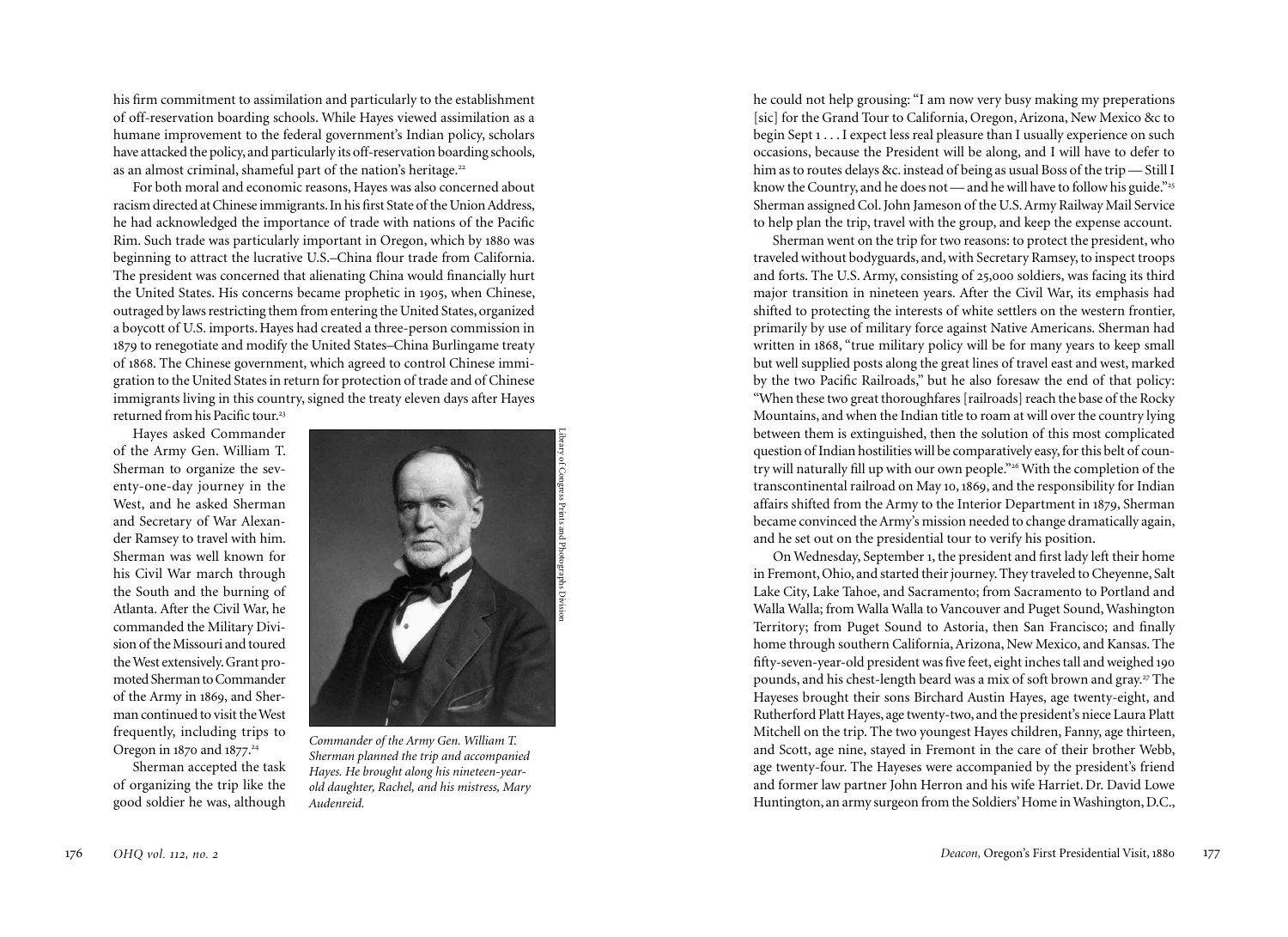his firm commitment to assimilation and particularly to the establishment of off-reservation boarding schools. While Hayes viewed assimilation as a humane improvement to the federal government's Indian policy, scholars have attacked the policy, and particularly its off-reservation boarding schools, as an almost criminal, shameful part of the nation's heritage.[22]

For both moral and economic reasons, Hayes was also concerned about racism directed at Chinese immigrants. In his first State of the Union Address, he had acknowledged the importance of trade with nations of the Pacific Rim. Such trade was particularly important in Oregon, which by 1880 was beginning to attract the lucrative U.S.–China flour trade from California. The president was concerned that alienating China would financially hurt the United States. His concerns became prophetic in 1905, when Chinese, outraged by laws restricting them from entering the United States, organized a boycott of U.S. imports. Hayes had created a three-person commission in 1879 to renegotiate and modify the United States–China Burlingame treaty of 1868. The Chinese government, which agreed to control Chinese immigration to the United States in return for protection of trade and of Chinese immigrants living in this country, signed the treaty eleven days after Hayes returned from his Pacific tour.[23]

Hayes asked Commander of the Army Gen. William T. Sherman to organize the seventy-one-day journey in the West, and he asked Sherman and Secretary of War Alexander Ramsey to travel with him. Sherman was well known for his Civil War march through the South and the burning of Atlanta. After the Civil War, he commanded the Military Division of the Missouri and toured the West extensively. Grant promoted Sherman to Commander of the Army in 1869, and Sherman continued to visit the West frequently, including trips to Oregon in 1870 and 1877.[24]

Library of Congress Prints and Photographs Division

*Commander of the Army Gen. William T. Sherman planned the trip and accompanied Hayes. He brought along his nineteen-year-old daughter, Rachel, and his mistress, Mary Audenreid.*

Sherman accepted the task of organizing the trip like the good soldier he was, although he could not help grousing: "I am now very busy making my preperations [sic] for the Grand Tour to California, Oregon, Arizona, New Mexico &c to begin Sept 1 . . . I expect less real pleasure than I usually experience on such occasions, because the President will be along, and I will have to defer to him as to routes delays &c. instead of being as usual Boss of the trip — Still I know the Country, and he does not — and he will have to follow his guide."[25] Sherman assigned Col. John Jameson of the U.S. Army Railway Mail Service to help plan the trip, travel with the group, and keep the expense account.

Sherman went on the trip for two reasons: to protect the president, who traveled without bodyguards, and, with Secretary Ramsey, to inspect troops and forts. The U.S. Army, consisting of 25,000 soldiers, was facing its third major transition in nineteen years. After the Civil War, its emphasis had shifted to protecting the interests of white settlers on the western frontier, primarily by use of military force against Native Americans. Sherman had written in 1868, "true military policy will be for many years to keep small but well supplied posts along the great lines of travel east and west, marked by the two Pacific Railroads," but he also foresaw the end of that policy: "When these two great thoroughfares [railroads] reach the base of the Rocky Mountains, and when the Indian title to roam at will over the country lying between them is extinguished, then the solution of this most complicated question of Indian hostilities will be comparatively easy, for this belt of country will naturally fill up with our own people."[26] With the completion of the transcontinental railroad on May 10, 1869, and the responsibility for Indian affairs shifted from the Army to the Interior Department in 1879, Sherman became convinced the Army's mission needed to change dramatically again, and he set out on the presidential tour to verify his position.

On Wednesday, September 1, the president and first lady left their home in Fremont, Ohio, and started their journey. They traveled to Cheyenne, Salt Lake City, Lake Tahoe, and Sacramento; from Sacramento to Portland and Walla Walla; from Walla Walla to Vancouver and Puget Sound, Washington Territory; from Puget Sound to Astoria, then San Francisco; and finally home through southern California, Arizona, New Mexico, and Kansas. The fifty-seven-year-old president was five feet, eight inches tall and weighed 190 pounds, and his chest-length beard was a mix of soft brown and gray.[27] The Hayeses brought their sons Birchard Austin Hayes, age twenty-eight, and Rutherford Platt Hayes, age twenty-two, and the president's niece Laura Platt Mitchell on the trip. The two youngest Hayes children, Fanny, age thirteen, and Scott, age nine, stayed in Fremont in the care of their brother Webb, age twenty-four. The Hayeses were accompanied by the president's friend and former law partner John Herron and his wife Harriet. Dr. David Lowe Huntington, an army surgeon from the Soldiers' Home in Washington, D.C.,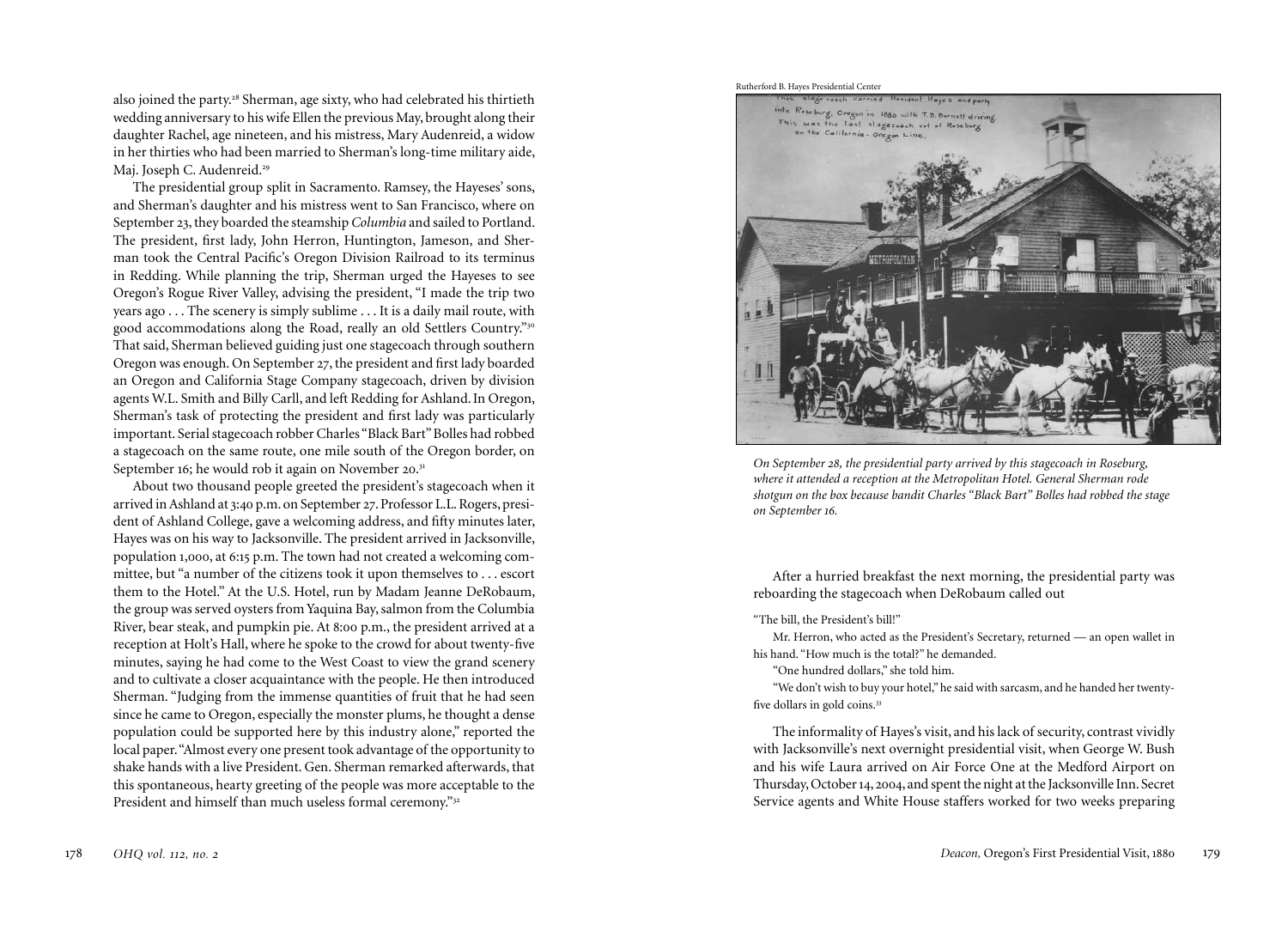also joined the party.[28] Sherman, age sixty, who had celebrated his thirtieth wedding anniversary to his wife Ellen the previous May, brought along their daughter Rachel, age nineteen, and his mistress, Mary Audenreid, a widow in her thirties who had been married to Sherman's long-time military aide, Maj. Joseph C. Audenreid.[29]

The presidential group split in Sacramento. Ramsey, the Hayeses' sons, and Sherman's daughter and his mistress went to San Francisco, where on September 23, they boarded the steamship *Columbia* and sailed to Portland. The president, first lady, John Herron, Huntington, Jameson, and Sherman took the Central Pacific's Oregon Division Railroad to its terminus in Redding. While planning the trip, Sherman urged the Hayeses to see Oregon's Rogue River Valley, advising the president, "I made the trip two years ago . . . The scenery is simply sublime . . . It is a daily mail route, with good accommodations along the Road, really an old Settlers Country."[30] That said, Sherman believed guiding just one stagecoach through southern Oregon was enough. On September 27, the president and first lady boarded an Oregon and California Stage Company stagecoach, driven by division agents W.L. Smith and Billy Carll, and left Redding for Ashland. In Oregon, Sherman's task of protecting the president and first lady was particularly important. Serial stagecoach robber Charles "Black Bart" Bolles had robbed a stagecoach on the same route, one mile south of the Oregon border, on September 16; he would rob it again on November 20.[31]

About two thousand people greeted the president's stagecoach when it arrived in Ashland at 3:40 p.m. on September 27. Professor L.L. Rogers, president of Ashland College, gave a welcoming address, and fifty minutes later, Hayes was on his way to Jacksonville. The president arrived in Jacksonville, population 1,000, at 6:15 p.m. The town had not created a welcoming committee, but "a number of the citizens took it upon themselves to . . . escort them to the Hotel." At the U.S. Hotel, run by Madam Jeanne DeRobaum, the group was served oysters from Yaquina Bay, salmon from the Columbia River, bear steak, and pumpkin pie. At 8:00 p.m., the president arrived at a reception at Holt's Hall, where he spoke to the crowd for about twenty-five minutes, saying he had come to the West Coast to view the grand scenery and to cultivate a closer acquaintance with the people. He then introduced Sherman. "Judging from the immense quantities of fruit that he had seen since he came to Oregon, especially the monster plums, he thought a dense population could be supported here by this industry alone," reported the local paper. "Almost every one present took advantage of the opportunity to shake hands with a live President. Gen. Sherman remarked afterwards, that this spontaneous, hearty greeting of the people was more acceptable to the President and himself than much useless formal ceremony."[32]

Rutherford B. Hayes Presidential Center

*On September 28, the presidential party arrived by this stagecoach in Roseburg, where it attended a reception at the Metropolitan Hotel. General Sherman rode shotgun on the box because bandit Charles "Black Bart" Bolles had robbed the stage on September 16.*

After a hurried breakfast the next morning, the presidential party was reboarding the stagecoach when DeRobaum called out

"The bill, the President's bill!"

Mr. Herron, who acted as the President's Secretary, returned — an open wallet in his hand. "How much is the total?" he demanded.

"One hundred dollars," she told him.

"We don't wish to buy your hotel," he said with sarcasm, and he handed her twenty-five dollars in gold coins.[33]

The informality of Hayes's visit, and his lack of security, contrast vividly with Jacksonville's next overnight presidential visit, when George W. Bush and his wife Laura arrived on Air Force One at the Medford Airport on Thursday, October 14, 2004, and spent the night at the Jacksonville Inn. Secret Service agents and White House staffers worked for two weeks preparing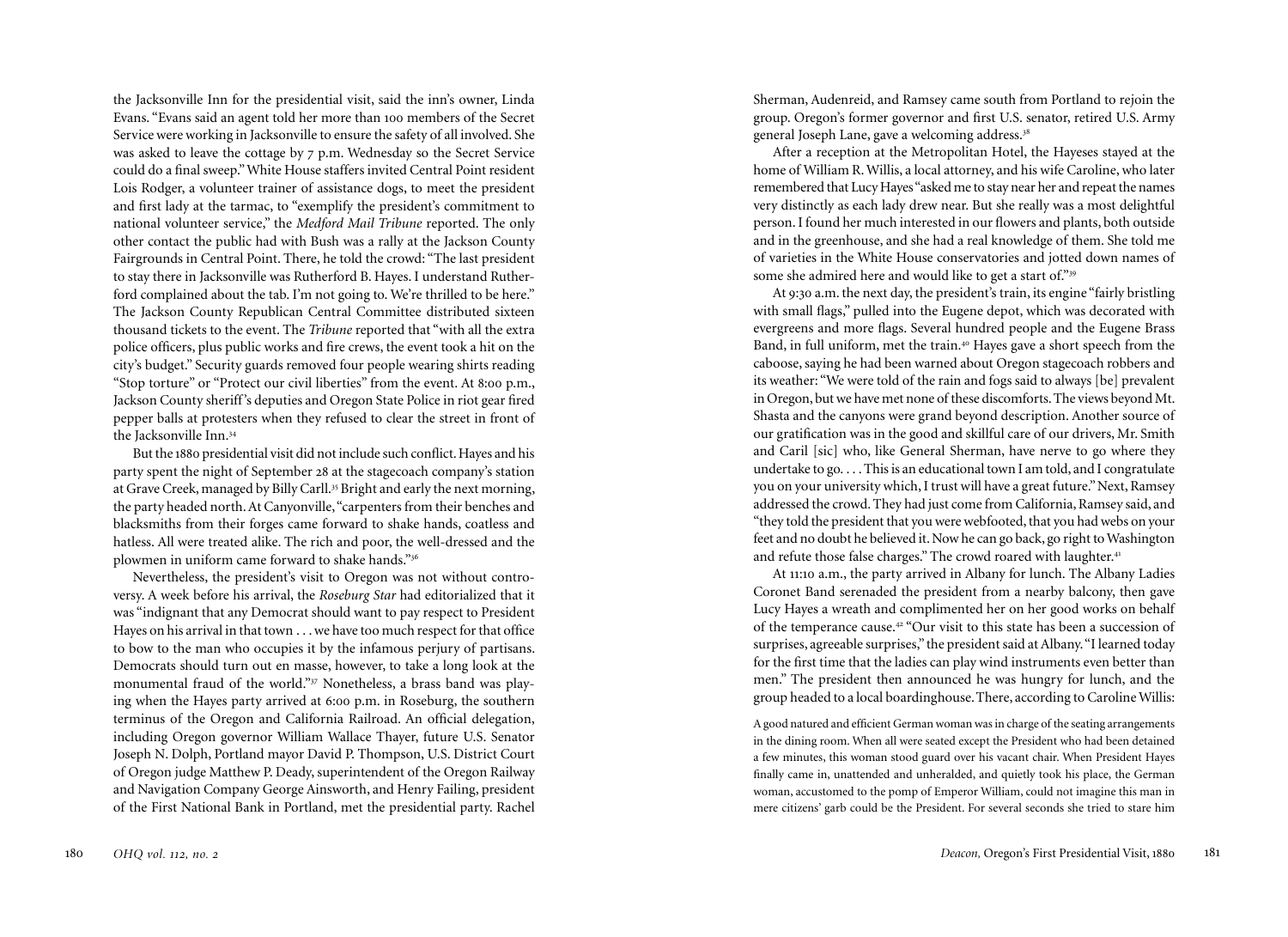the Jacksonville Inn for the presidential visit, said the inn's owner, Linda Evans. "Evans said an agent told her more than 100 members of the Secret Service were working in Jacksonville to ensure the safety of all involved. She was asked to leave the cottage by 7 p.m. Wednesday so the Secret Service could do a final sweep." White House staffers invited Central Point resident Lois Rodger, a volunteer trainer of assistance dogs, to meet the president and first lady at the tarmac, to "exemplify the president's commitment to national volunteer service," the *Medford Mail Tribune* reported. The only other contact the public had with Bush was a rally at the Jackson County Fairgrounds in Central Point. There, he told the crowd: "The last president to stay there in Jacksonville was Rutherford B. Hayes. I understand Rutherford complained about the tab. I'm not going to. We're thrilled to be here." The Jackson County Republican Central Committee distributed sixteen thousand tickets to the event. The *Tribune* reported that "with all the extra police officers, plus public works and fire crews, the event took a hit on the city's budget." Security guards removed four people wearing shirts reading "Stop torture" or "Protect our civil liberties" from the event. At 8:00 p.m., Jackson County sheriff's deputies and Oregon State Police in riot gear fired pepper balls at protesters when they refused to clear the street in front of the Jacksonville Inn.[34]

But the 1880 presidential visit did not include such conflict. Hayes and his party spent the night of September 28 at the stagecoach company's station at Grave Creek, managed by Billy Carll.[35] Bright and early the next morning, the party headed north. At Canyonville, "carpenters from their benches and blacksmiths from their forges came forward to shake hands, coatless and hatless. All were treated alike. The rich and poor, the well-dressed and the plowmen in uniform came forward to shake hands."[36]

Nevertheless, the president's visit to Oregon was not without controversy. A week before his arrival, the *Roseburg Star* had editorialized that it was "indignant that any Democrat should want to pay respect to President Hayes on his arrival in that town . . . we have too much respect for that office to bow to the man who occupies it by the infamous perjury of partisans. Democrats should turn out en masse, however, to take a long look at the monumental fraud of the world."[37] Nonetheless, a brass band was playing when the Hayes party arrived at 6:00 p.m. in Roseburg, the southern terminus of the Oregon and California Railroad. An official delegation, including Oregon governor William Wallace Thayer, future U.S. Senator Joseph N. Dolph, Portland mayor David P. Thompson, U.S. District Court of Oregon judge Matthew P. Deady, superintendent of the Oregon Railway and Navigation Company George Ainsworth, and Henry Failing, president of the First National Bank in Portland, met the presidential party. Rachel Sherman, Audenreid, and Ramsey came south from Portland to rejoin the group. Oregon's former governor and first U.S. senator, retired U.S. Army general Joseph Lane, gave a welcoming address.[38]

After a reception at the Metropolitan Hotel, the Hayeses stayed at the home of William R. Willis, a local attorney, and his wife Caroline, who later remembered that Lucy Hayes "asked me to stay near her and repeat the names very distinctly as each lady drew near. But she really was a most delightful person. I found her much interested in our flowers and plants, both outside and in the greenhouse, and she had a real knowledge of them. She told me of varieties in the White House conservatories and jotted down names of some she admired here and would like to get a start of."[39]

At 9:30 a.m. the next day, the president's train, its engine "fairly bristling with small flags," pulled into the Eugene depot, which was decorated with evergreens and more flags. Several hundred people and the Eugene Brass Band, in full uniform, met the train.[40] Hayes gave a short speech from the caboose, saying he had been warned about Oregon stagecoach robbers and its weather: "We were told of the rain and fogs said to always [be] prevalent in Oregon, but we have met none of these discomforts. The views beyond Mt. Shasta and the canyons were grand beyond description. Another source of our gratification was in the good and skillful care of our drivers, Mr. Smith and Caril [sic] who, like General Sherman, have nerve to go where they undertake to go. . . . This is an educational town I am told, and I congratulate you on your university which, I trust will have a great future." Next, Ramsey addressed the crowd. They had just come from California, Ramsey said, and "they told the president that you were webfooted, that you had webs on your feet and no doubt he believed it. Now he can go back, go right to Washington and refute those false charges." The crowd roared with laughter.[41]

At 11:10 a.m., the party arrived in Albany for lunch. The Albany Ladies Coronet Band serenaded the president from a nearby balcony, then gave Lucy Hayes a wreath and complimented her on her good works on behalf of the temperance cause.[42] "Our visit to this state has been a succession of surprises, agreeable surprises," the president said at Albany. "I learned today for the first time that the ladies can play wind instruments even better than men." The president then announced he was hungry for lunch, and the group headed to a local boardinghouse. There, according to Caroline Willis:

> A good natured and efficient German woman was in charge of the seating arrangements in the dining room. When all were seated except the President who had been detained a few minutes, this woman stood guard over his vacant chair. When President Hayes finally came in, unattended and unheralded, and quietly took his place, the German woman, accustomed to the pomp of Emperor William, could not imagine this man in mere citizens' garb could be the President. For several seconds she tried to stare him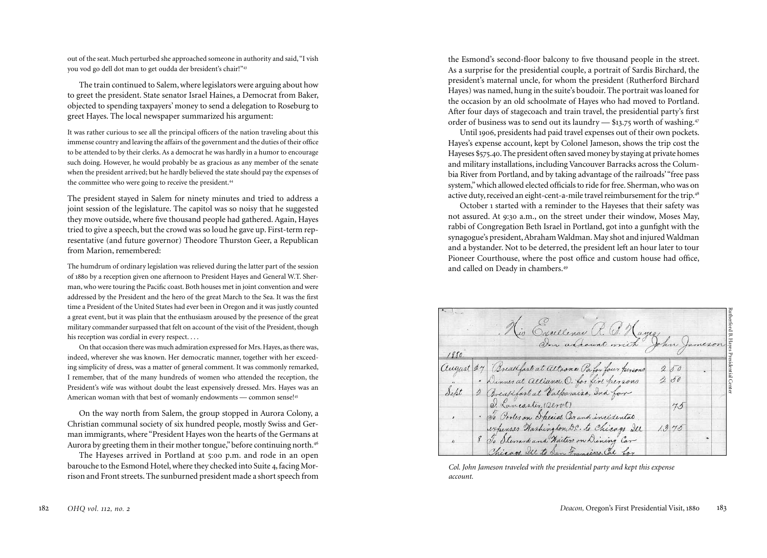out of the seat. Much perturbed she approached someone in authority and said, "I vish you vod go dell dot man to get oudda der bresident's chair!"[43]

The train continued to Salem, where legislators were arguing about how to greet the president. State senator Israel Haines, a Democrat from Baker, objected to spending taxpayers' money to send a delegation to Roseburg to greet Hayes. The local newspaper summarized his argument:

> It was rather curious to see all the principal officers of the nation traveling about this immense country and leaving the affairs of the government and the duties of their office to be attended to by their clerks. As a democrat he was hardly in a humor to encourage such doing. However, he would probably be as gracious as any member of the senate when the president arrived; but he hardly believed the state should pay the expenses of the committee who were going to receive the president.[44]

The president stayed in Salem for ninety minutes and tried to address a joint session of the legislature. The capitol was so noisy that he suggested they move outside, where five thousand people had gathered. Again, Hayes tried to give a speech, but the crowd was so loud he gave up. First-term representative (and future governor) Theodore Thurston Geer, a Republican from Marion, remembered:

> The humdrum of ordinary legislation was relieved during the latter part of the session of 1880 by a reception given one afternoon to President Hayes and General W.T. Sherman, who were touring the Pacific coast. Both houses met in joint convention and were addressed by the President and the hero of the great March to the Sea. It was the first time a President of the United States had ever been in Oregon and it was justly counted a great event, but it was plain that the enthusiasm aroused by the presence of the great military commander surpassed that felt on account of the visit of the President, though his reception was cordial in every respect. . . .
>
> On that occasion there was much admiration expressed for Mrs. Hayes, as there was, indeed, wherever she was known. Her democratic manner, together with her exceeding simplicity of dress, was a matter of general comment. It was commonly remarked, I remember, that of the many hundreds of women who attended the reception, the President's wife was without doubt the least expensively dressed. Mrs. Hayes was an American woman with that best of womanly endowments — common sense![45]

On the way north from Salem, the group stopped in Aurora Colony, a Christian communal society of six hundred people, mostly Swiss and German immigrants, where "President Hayes won the hearts of the Germans at Aurora by greeting them in their mother tongue," before continuing north.[46]

The Hayeses arrived in Portland at 5:00 p.m. and rode in an open barouche to the Esmond Hotel, where they checked into Suite 4, facing Morrison and Front streets. The sunburned president made a short speech from the Esmond's second-floor balcony to five thousand people in the street. As a surprise for the presidential couple, a portrait of Sardis Birchard, the president's maternal uncle, for whom the president (Rutherford Birchard Hayes) was named, hung in the suite's boudoir. The portrait was loaned for the occasion by an old schoolmate of Hayes who had moved to Portland. After four days of stagecoach and train travel, the presidential party's first order of business was to send out its laundry — $13.75 worth of washing.[47]

Until 1906, presidents had paid travel expenses out of their own pockets. Hayes's expense account, kept by Colonel Jameson, shows the trip cost the Hayeses $575.40. The president often saved money by staying at private homes and military installations, including Vancouver Barracks across the Columbia River from Portland, and by taking advantage of the railroads' "free pass system," which allowed elected officials to ride for free. Sherman, who was on active duty, received an eight-cent-a-mile travel reimbursement for the trip.[48]

October 1 started with a reminder to the Hayeses that their safety was not assured. At 9:30 a.m., on the street under their window, Moses May, rabbi of Congregation Beth Israel in Portland, got into a gunfight with the synagogue's president, Abraham Waldman. May shot and injured Waldman and a bystander. Not to be deterred, the president left an hour later to tour Pioneer Courthouse, where the post office and custom house had office, and called on Deady in chambers.[49]

His Excellency R. B. Hayes
In account with John Jameson

| | | | |
|---|---|---|---|
| 1880 | | | |
| August | 27 | Breakfast at Altoona Pa for four persons | 2 50 |
| " | " | Dinner at Alliance O. for five persons | 2 50 |
| Sept | 2 | Breakfast at Valparaiso, Ind for D. Lancaster (Servt) | 75 |
| " | " | To Porter on Special Car and incidental expenses Washington D.C. to Chicago Ill | 13 75 |
| " | 8 | To Steward and Waiters on Dining Car Chicago, Ill to San Francisco, Cal for | |

Rutherford B. Hayes Presidential Center

*Col. John Jameson traveled with the presidential party and kept this expense account.*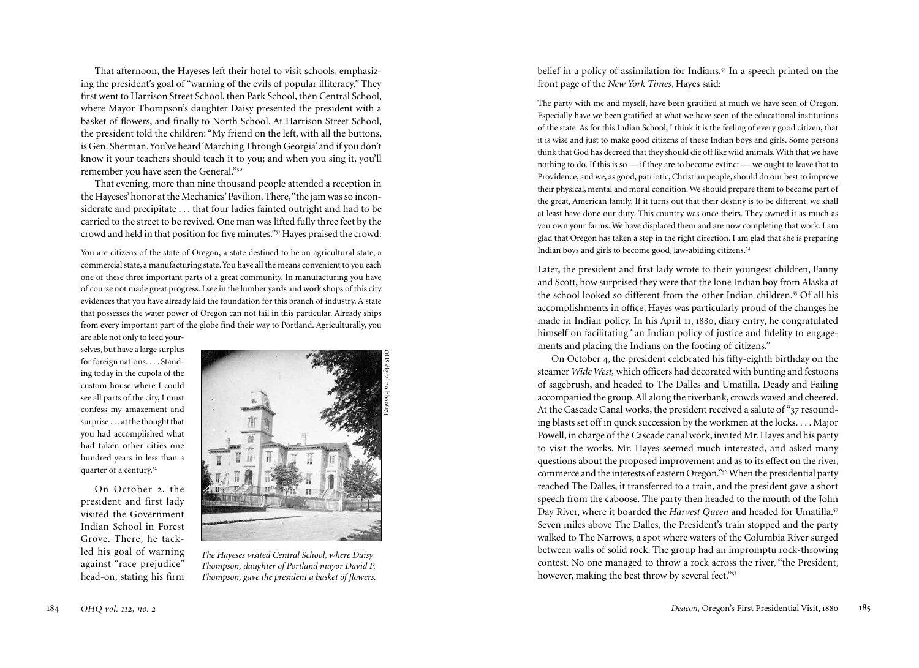That afternoon, the Hayeses left their hotel to visit schools, emphasizing the president's goal of "warning of the evils of popular illiteracy." They first went to Harrison Street School, then Park School, then Central School, where Mayor Thompson's daughter Daisy presented the president with a basket of flowers, and finally to North School. At Harrison Street School, the president told the children: "My friend on the left, with all the buttons, is Gen. Sherman. You've heard 'Marching Through Georgia' and if you don't know it your teachers should teach it to you; and when you sing it, you'll remember you have seen the General."[50]

That evening, more than nine thousand people attended a reception in the Hayeses' honor at the Mechanics' Pavilion. There, "the jam was so inconsiderate and precipitate . . . that four ladies fainted outright and had to be carried to the street to be revived. One man was lifted fully three feet by the crowd and held in that position for five minutes."[51] Hayes praised the crowd:

> You are citizens of the state of Oregon, a state destined to be an agricultural state, a commercial state, a manufacturing state. You have all the means convenient to you each one of these three important parts of a great community. In manufacturing you have of course not made great progress. I see in the lumber yards and work shops of this city evidences that you have already laid the foundation for this branch of industry. A state that possesses the water power of Oregon can not fail in this particular. Already ships from every important part of the globe find their way to Portland. Agriculturally, you are able not only to feed yourselves, but have a large surplus for foreign nations. . . . Standing today in the cupola of the custom house where I could see all parts of the city, I must confess my amazement and surprise . . . at the thought that you had accomplished what had taken other cities one hundred years in less than a quarter of a century.[52]

OHS digital no. bb008174

*The Hayeses visited Central School, where Daisy Thompson, daughter of Portland mayor David P. Thompson, gave the president a basket of flowers.*

On October 2, the president and first lady visited the Government Indian School in Forest Grove. There, he tackled his goal of warning against "race prejudice" head-on, stating his firm belief in a policy of assimilation for Indians.[53] In a speech printed on the front page of the *New York Times*, Hayes said:

> The party with me and myself, have been gratified at much we have seen of Oregon. Especially have we been gratified at what we have seen of the educational institutions of the state. As for this Indian School, I think it is the feeling of every good citizen, that it is wise and just to make good citizens of these Indian boys and girls. Some persons think that God has decreed that they should die off like wild animals. With that we have nothing to do. If this is so — if they are to become extinct — we ought to leave that to Providence, and we, as good, patriotic, Christian people, should do our best to improve their physical, mental and moral condition. We should prepare them to become part of the great, American family. If it turns out that their destiny is to be different, we shall at least have done our duty. This country was once theirs. They owned it as much as you own your farms. We have displaced them and are now completing that work. I am glad that Oregon has taken a step in the right direction. I am glad that she is preparing Indian boys and girls to become good, law-abiding citizens.[54]

Later, the president and first lady wrote to their youngest children, Fanny and Scott, how surprised they were that the lone Indian boy from Alaska at the school looked so different from the other Indian children.[55] Of all his accomplishments in office, Hayes was particularly proud of the changes he made in Indian policy. In his April 11, 1880, diary entry, he congratulated himself on facilitating "an Indian policy of justice and fidelity to engagements and placing the Indians on the footing of citizens."

On October 4, the president celebrated his fifty-eighth birthday on the steamer *Wide West,* which officers had decorated with bunting and festoons of sagebrush, and headed to The Dalles and Umatilla. Deady and Failing accompanied the group. All along the riverbank, crowds waved and cheered. At the Cascade Canal works, the president received a salute of "37 resounding blasts set off in quick succession by the workmen at the locks. . . . Major Powell, in charge of the Cascade canal work, invited Mr. Hayes and his party to visit the works. Mr. Hayes seemed much interested, and asked many questions about the proposed improvement and as to its effect on the river, commerce and the interests of eastern Oregon."[56] When the presidential party reached The Dalles, it transferred to a train, and the president gave a short speech from the caboose. The party then headed to the mouth of the John Day River, where it boarded the *Harvest Queen* and headed for Umatilla.[57] Seven miles above The Dalles, the President's train stopped and the party walked to The Narrows, a spot where waters of the Columbia River surged between walls of solid rock. The group had an impromptu rock-throwing contest. No one managed to throw a rock across the river, "the President, however, making the best throw by several feet."[58]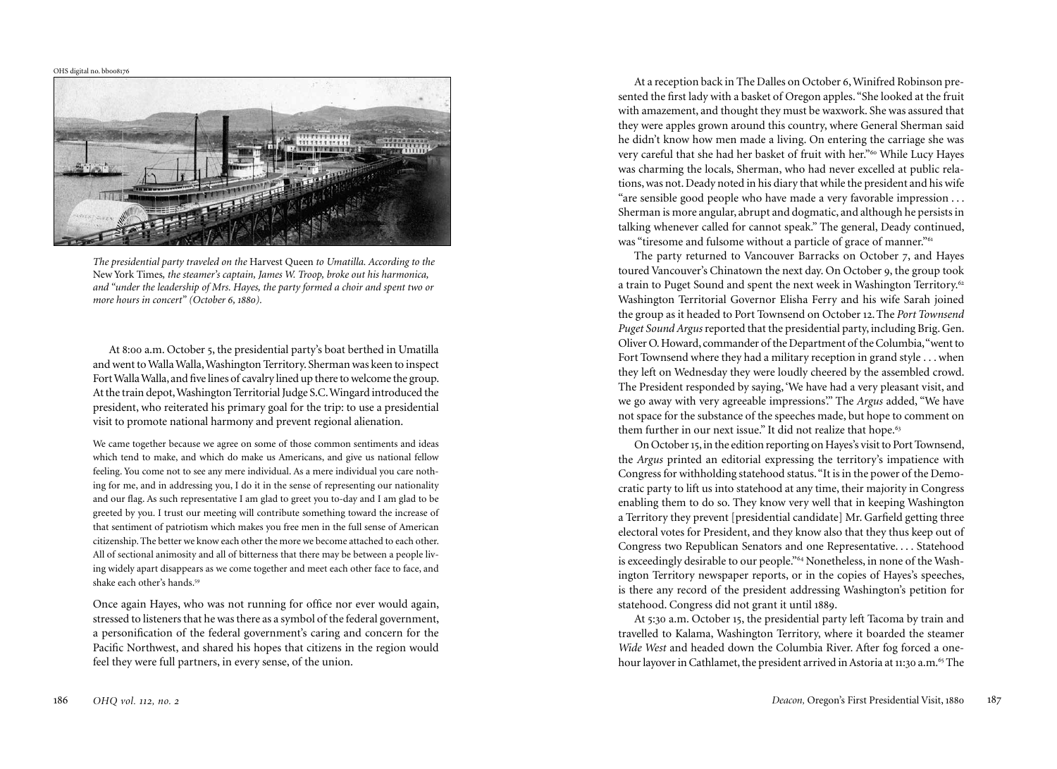OHS digital no. bb008176

*The presidential party traveled on the* Harvest Queen *to Umatilla. According to the* New York Times, *the steamer's captain, James W. Troop, broke out his harmonica, and "under the leadership of Mrs. Hayes, the party formed a choir and spent two or more hours in concert" (October 6, 1880).*

At 8:00 a.m. October 5, the presidential party's boat berthed in Umatilla and went to Walla Walla, Washington Territory. Sherman was keen to inspect Fort Walla Walla, and five lines of cavalry lined up there to welcome the group. At the train depot, Washington Territorial Judge S.C. Wingard introduced the president, who reiterated his primary goal for the trip: to use a presidential visit to promote national harmony and prevent regional alienation.

> We came together because we agree on some of those common sentiments and ideas which tend to make, and which do make us Americans, and give us national fellow feeling. You come not to see any mere individual. As a mere individual you care nothing for me, and in addressing you, I do it in the sense of representing our nationality and our flag. As such representative I am glad to greet you to-day and I am glad to be greeted by you. I trust our meeting will contribute something toward the increase of that sentiment of patriotism which makes you free men in the full sense of American citizenship. The better we know each other the more we become attached to each other. All of sectional animosity and all of bitterness that there may be between a people living widely apart disappears as we come together and meet each other face to face, and shake each other's hands.[59]

Once again Hayes, who was not running for office nor ever would again, stressed to listeners that he was there as a symbol of the federal government, a personification of the federal government's caring and concern for the Pacific Northwest, and shared his hopes that citizens in the region would feel they were full partners, in every sense, of the union.

At a reception back in The Dalles on October 6, Winifred Robinson presented the first lady with a basket of Oregon apples. "She looked at the fruit with amazement, and thought they must be waxwork. She was assured that they were apples grown around this country, where General Sherman said he didn't know how men made a living. On entering the carriage she was very careful that she had her basket of fruit with her."[60] While Lucy Hayes was charming the locals, Sherman, who had never excelled at public relations, was not. Deady noted in his diary that while the president and his wife "are sensible good people who have made a very favorable impression . . . Sherman is more angular, abrupt and dogmatic, and although he persists in talking whenever called for cannot speak." The general, Deady continued, was "tiresome and fulsome without a particle of grace of manner."[61]

The party returned to Vancouver Barracks on October 7, and Hayes toured Vancouver's Chinatown the next day. On October 9, the group took a train to Puget Sound and spent the next week in Washington Territory.[62] Washington Territorial Governor Elisha Ferry and his wife Sarah joined the group as it headed to Port Townsend on October 12. The *Port Townsend Puget Sound Argus* reported that the presidential party, including Brig. Gen. Oliver O. Howard, commander of the Department of the Columbia, "went to Fort Townsend where they had a military reception in grand style . . . when they left on Wednesday they were loudly cheered by the assembled crowd. The President responded by saying, 'We have had a very pleasant visit, and we go away with very agreeable impressions'." The *Argus* added, "We have not space for the substance of the speeches made, but hope to comment on them further in our next issue." It did not realize that hope.[63]

On October 15, in the edition reporting on Hayes's visit to Port Townsend, the *Argus* printed an editorial expressing the territory's impatience with Congress for withholding statehood status. "It is in the power of the Democratic party to lift us into statehood at any time, their majority in Congress enabling them to do so. They know very well that in keeping Washington a Territory they prevent [presidential candidate] Mr. Garfield getting three electoral votes for President, and they know also that they thus keep out of Congress two Republican Senators and one Representative. . . . Statehood is exceedingly desirable to our people."[64] Nonetheless, in none of the Washington Territory newspaper reports, or in the copies of Hayes's speeches, is there any record of the president addressing Washington's petition for statehood. Congress did not grant it until 1889.

At 5:30 a.m. October 15, the presidential party left Tacoma by train and travelled to Kalama, Washington Territory, where it boarded the steamer *Wide West* and headed down the Columbia River. After fog forced a one-hour layover in Cathlamet, the president arrived in Astoria at 11:30 a.m.[65] The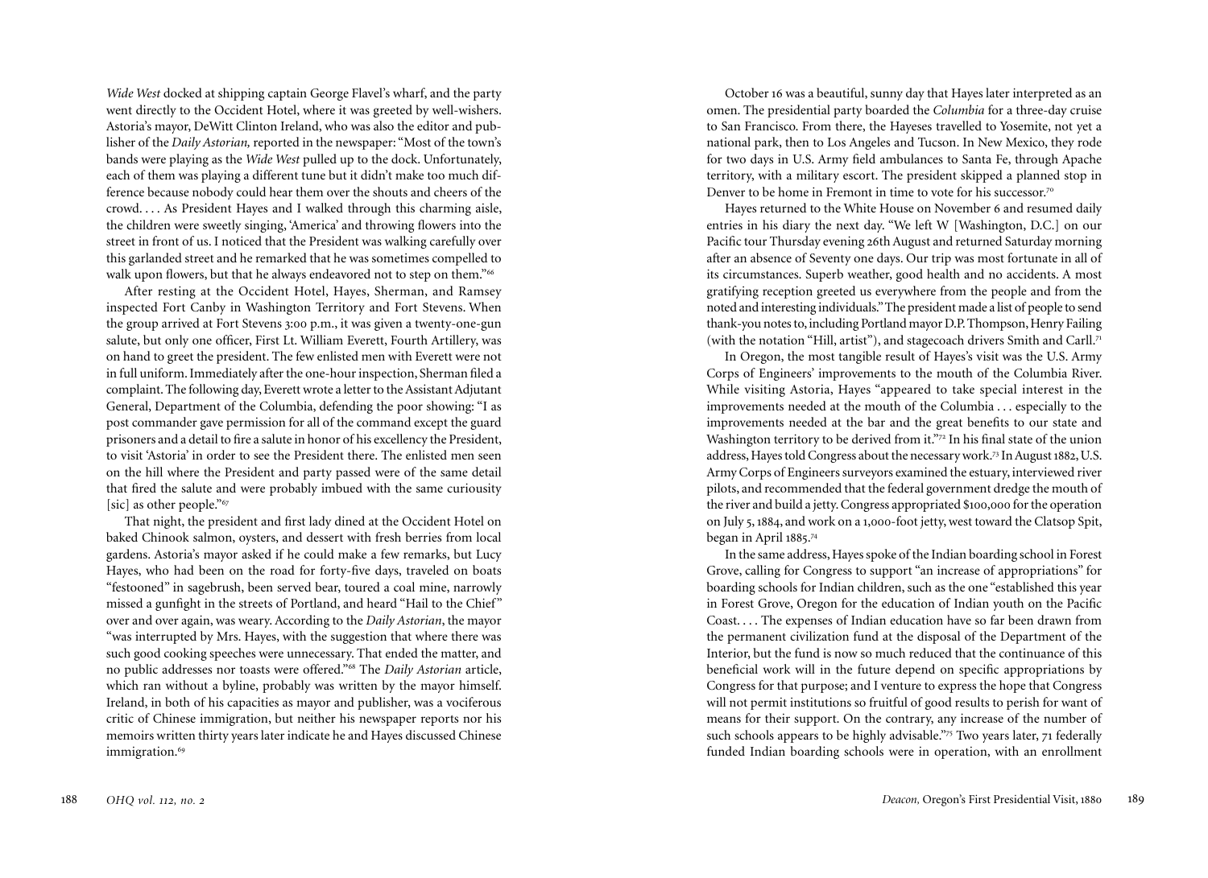*Wide West* docked at shipping captain George Flavel's wharf, and the party went directly to the Occident Hotel, where it was greeted by well-wishers. Astoria's mayor, DeWitt Clinton Ireland, who was also the editor and publisher of the *Daily Astorian,* reported in the newspaper: "Most of the town's bands were playing as the *Wide West* pulled up to the dock. Unfortunately, each of them was playing a different tune but it didn't make too much difference because nobody could hear them over the shouts and cheers of the crowd. . . . As President Hayes and I walked through this charming aisle, the children were sweetly singing, 'America' and throwing flowers into the street in front of us. I noticed that the President was walking carefully over this garlanded street and he remarked that he was sometimes compelled to walk upon flowers, but that he always endeavored not to step on them."[66]

After resting at the Occident Hotel, Hayes, Sherman, and Ramsey inspected Fort Canby in Washington Territory and Fort Stevens. When the group arrived at Fort Stevens 3:00 p.m., it was given a twenty-one-gun salute, but only one officer, First Lt. William Everett, Fourth Artillery, was on hand to greet the president. The few enlisted men with Everett were not in full uniform. Immediately after the one-hour inspection, Sherman filed a complaint. The following day, Everett wrote a letter to the Assistant Adjutant General, Department of the Columbia, defending the poor showing: "I as post commander gave permission for all of the command except the guard prisoners and a detail to fire a salute in honor of his excellency the President, to visit 'Astoria' in order to see the President there. The enlisted men seen on the hill where the President and party passed were of the same detail that fired the salute and were probably imbued with the same curiousity [sic] as other people."[67]

That night, the president and first lady dined at the Occident Hotel on baked Chinook salmon, oysters, and dessert with fresh berries from local gardens. Astoria's mayor asked if he could make a few remarks, but Lucy Hayes, who had been on the road for forty-five days, traveled on boats "festooned" in sagebrush, been served bear, toured a coal mine, narrowly missed a gunfight in the streets of Portland, and heard "Hail to the Chief" over and over again, was weary. According to the *Daily Astorian*, the mayor "was interrupted by Mrs. Hayes, with the suggestion that where there was such good cooking speeches were unnecessary. That ended the matter, and no public addresses nor toasts were offered."[68] The *Daily Astorian* article, which ran without a byline, probably was written by the mayor himself. Ireland, in both of his capacities as mayor and publisher, was a vociferous critic of Chinese immigration, but neither his newspaper reports nor his memoirs written thirty years later indicate he and Hayes discussed Chinese immigration.[69]

October 16 was a beautiful, sunny day that Hayes later interpreted as an omen. The presidential party boarded the *Columbia* for a three-day cruise to San Francisco. From there, the Hayeses travelled to Yosemite, not yet a national park, then to Los Angeles and Tucson. In New Mexico, they rode for two days in U.S. Army field ambulances to Santa Fe, through Apache territory, with a military escort. The president skipped a planned stop in Denver to be home in Fremont in time to vote for his successor.[70]

Hayes returned to the White House on November 6 and resumed daily entries in his diary the next day. "We left W [Washington, D.C.] on our Pacific tour Thursday evening 26th August and returned Saturday morning after an absence of Seventy one days. Our trip was most fortunate in all of its circumstances. Superb weather, good health and no accidents. A most gratifying reception greeted us everywhere from the people and from the noted and interesting individuals." The president made a list of people to send thank-you notes to, including Portland mayor D.P. Thompson, Henry Failing (with the notation "Hill, artist"), and stagecoach drivers Smith and Carll.[71]

In Oregon, the most tangible result of Hayes's visit was the U.S. Army Corps of Engineers' improvements to the mouth of the Columbia River. While visiting Astoria, Hayes "appeared to take special interest in the improvements needed at the mouth of the Columbia . . . especially to the improvements needed at the bar and the great benefits to our state and Washington territory to be derived from it."[72] In his final state of the union address, Hayes told Congress about the necessary work.[73] In August 1882, U.S. Army Corps of Engineers surveyors examined the estuary, interviewed river pilots, and recommended that the federal government dredge the mouth of the river and build a jetty. Congress appropriated $100,000 for the operation on July 5, 1884, and work on a 1,000-foot jetty, west toward the Clatsop Spit, began in April 1885.[74]

In the same address, Hayes spoke of the Indian boarding school in Forest Grove, calling for Congress to support "an increase of appropriations" for boarding schools for Indian children, such as the one "established this year in Forest Grove, Oregon for the education of Indian youth on the Pacific Coast. . . . The expenses of Indian education have so far been drawn from the permanent civilization fund at the disposal of the Department of the Interior, but the fund is now so much reduced that the continuance of this beneficial work will in the future depend on specific appropriations by Congress for that purpose; and I venture to express the hope that Congress will not permit institutions so fruitful of good results to perish for want of means for their support. On the contrary, any increase of the number of such schools appears to be highly advisable."[75] Two years later, 71 federally funded Indian boarding schools were in operation, with an enrollment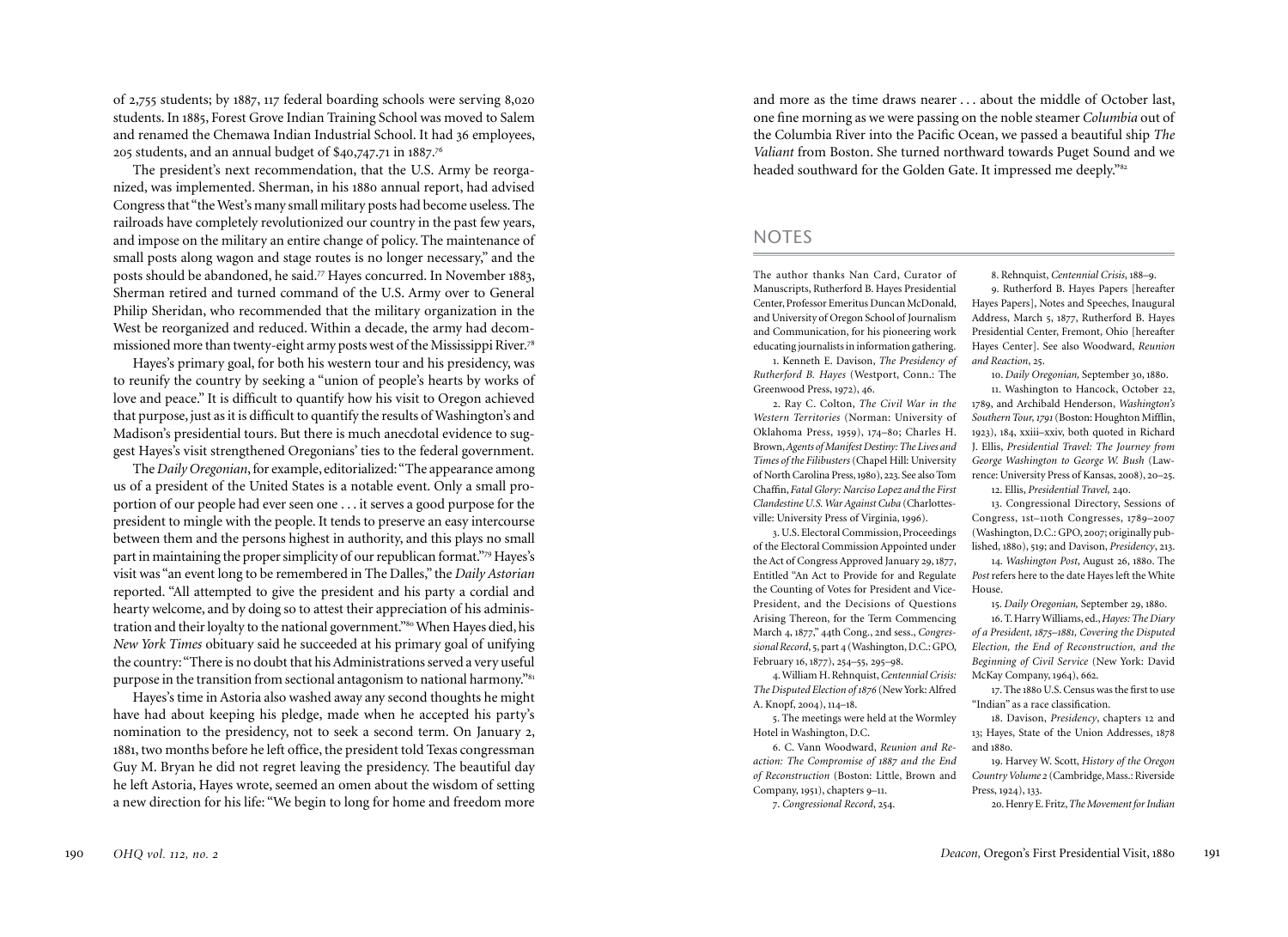of 2,755 students; by 1887, 117 federal boarding schools were serving 8,020 students. In 1885, Forest Grove Indian Training School was moved to Salem and renamed the Chemawa Indian Industrial School. It had 36 employees, 205 students, and an annual budget of $40,747.71 in 1887.[76]

The president's next recommendation, that the U.S. Army be reorganized, was implemented. Sherman, in his 1880 annual report, had advised Congress that "the West's many small military posts had become useless. The railroads have completely revolutionized our country in the past few years, and impose on the military an entire change of policy. The maintenance of small posts along wagon and stage routes is no longer necessary," and the posts should be abandoned, he said.[77] Hayes concurred. In November 1883, Sherman retired and turned command of the U.S. Army over to General Philip Sheridan, who recommended that the military organization in the West be reorganized and reduced. Within a decade, the army had decommissioned more than twenty-eight army posts west of the Mississippi River.[78]

Hayes's primary goal, for both his western tour and his presidency, was to reunify the country by seeking a "union of people's hearts by works of love and peace." It is difficult to quantify how his visit to Oregon achieved that purpose, just as it is difficult to quantify the results of Washington's and Madison's presidential tours. But there is much anecdotal evidence to suggest Hayes's visit strengthened Oregonians' ties to the federal government.

The *Daily Oregonian*, for example, editorialized: "The appearance among us of a president of the United States is a notable event. Only a small proportion of our people had ever seen one . . . it serves a good purpose for the president to mingle with the people. It tends to preserve an easy intercourse between them and the persons highest in authority, and this plays no small part in maintaining the proper simplicity of our republican format."[79] Hayes's visit was "an event long to be remembered in The Dalles," the *Daily Astorian* reported. "All attempted to give the president and his party a cordial and hearty welcome, and by doing so to attest their appreciation of his administration and their loyalty to the national government."[80] When Hayes died, his *New York Times* obituary said he succeeded at his primary goal of unifying the country: "There is no doubt that his Administrations served a very useful purpose in the transition from sectional antagonism to national harmony."[81]

Hayes's time in Astoria also washed away any second thoughts he might have had about keeping his pledge, made when he accepted his party's nomination to the presidency, not to seek a second term. On January 2, 1881, two months before he left office, the president told Texas congressman Guy M. Bryan he did not regret leaving the presidency. The beautiful day he left Astoria, Hayes wrote, seemed an omen about the wisdom of setting a new direction for his life: "We begin to long for home and freedom more and more as the time draws nearer . . . about the middle of October last, one fine morning as we were passing on the noble steamer *Columbia* out of the Columbia River into the Pacific Ocean, we passed a beautiful ship *The Valiant* from Boston. She turned northward towards Puget Sound and we headed southward for the Golden Gate. It impressed me deeply."[82]

## NOTES

The author thanks Nan Card, Curator of Manuscripts, Rutherford B. Hayes Presidential Center, Professor Emeritus Duncan McDonald, and University of Oregon School of Journalism and Communication, for his pioneering work educating journalists in information gathering.

1. Kenneth E. Davison, *The Presidency of Rutherford B. Hayes* (Westport, Conn.: The Greenwood Press, 1972), 46.

2. Ray C. Colton, *The Civil War in the Western Territories* (Norman: University of Oklahoma Press, 1959), 174–80; Charles H. Brown, *Agents of Manifest Destiny: The Lives and Times of the Filibusters* (Chapel Hill: University of North Carolina Press, 1980), 223. See also Tom Chaffin, *Fatal Glory: Narciso Lopez and the First Clandestine U.S. War Against Cuba* (Charlottesville: University Press of Virginia, 1996).

3. U.S. Electoral Commission, Proceedings of the Electoral Commission Appointed under the Act of Congress Approved January 29, 1877, Entitled "An Act to Provide for and Regulate the Counting of Votes for President and Vice-President, and the Decisions of Questions Arising Thereon, for the Term Commencing March 4, 1877," 44th Cong., 2nd sess., *Congressional Record*, 5, part 4 (Washington, D.C.: GPO, February 16, 1877), 254–55, 295–98.

4. William H. Rehnquist, *Centennial Crisis: The Disputed Election of 1876* (New York: Alfred A. Knopf, 2004), 114–18.

5. The meetings were held at the Wormley Hotel in Washington, D.C.

6. C. Vann Woodward, *Reunion and Reaction: The Compromise of 1887 and the End of Reconstruction* (Boston: Little, Brown and Company, 1951), chapters 9–11.

7. *Congressional Record*, 254.

8. Rehnquist, *Centennial Crisis*, 188–9.

9. Rutherford B. Hayes Papers [hereafter Hayes Papers], Notes and Speeches, Inaugural Address, March 5, 1877, Rutherford B. Hayes Presidential Center, Fremont, Ohio [hereafter Hayes Center]. See also Woodward, *Reunion and Reaction*, 25.

10. *Daily Oregonian,* September 30, 1880.

11. Washington to Hancock, October 22, 1789, and Archibald Henderson, *Washington's Southern Tour, 1791* (Boston: Houghton Mifflin, 1923), 184, xxiii–xxiv, both quoted in Richard J. Ellis, *Presidential Travel: The Journey from George Washington to George W. Bush* (Lawrence: University Press of Kansas, 2008), 20–25.

12. Ellis, *Presidential Travel,* 240.

13. Congressional Directory, Sessions of Congress, 1st–110th Congresses, 1789–2007 (Washington, D.C.: GPO, 2007; originally published, 1880), 519; and Davison, *Presidency*, 213.

14. *Washington Post*, August 26, 1880. The *Post* refers here to the date Hayes left the White House.

15. *Daily Oregonian,* September 29, 1880.

16. T. Harry Williams, ed., *Hayes: The Diary of a President, 1875–1881, Covering the Disputed Election, the End of Reconstruction, and the Beginning of Civil Service* (New York: David McKay Company, 1964), 662.

17. The 1880 U.S. Census was the first to use "Indian" as a race classification.

18. Davison, *Presidency*, chapters 12 and 13; Hayes, State of the Union Addresses, 1878 and 1880.

19. Harvey W. Scott, *History of the Oregon Country Volume 2* (Cambridge, Mass.: Riverside Press, 1924), 133.

20. Henry E. Fritz, *The Movement for Indian*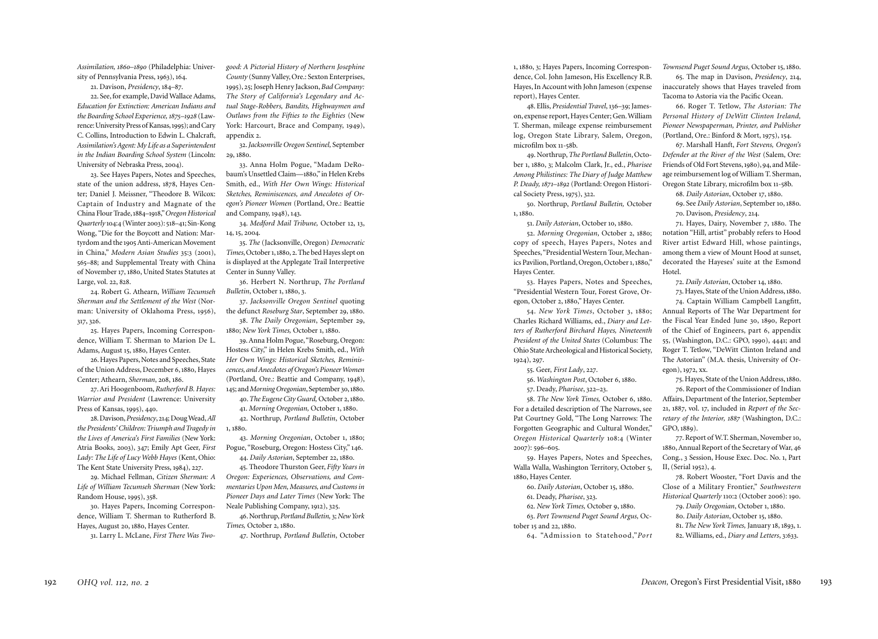*Assimilation, 1860–1890* (Philadelphia: University of Pennsylvania Press, 1963), 164.

21. Davison, *Presidency*, 184–87.

22. See, for example, David Wallace Adams, *Education for Extinction: American Indians and the Boarding School Experience, 1875–1928* (Lawrence: University Press of Kansas, 1995); and Cary C. Collins, Introduction to Edwin L. Chalcraft, *Assimilation's Agent: My Life as a Superintendent in the Indian Boarding School System* (Lincoln: University of Nebraska Press, 2004).

23. See Hayes Papers, Notes and Speeches, state of the union address, 1878, Hayes Center; Daniel J. Meissner, "Theodore B. Wilcox: Captain of Industry and Magnate of the China Flour Trade, 1884–1918," *Oregon Historical Quarterly* 104:4 (Winter 2003): 518–41; Sin-Kong Wong, "Die for the Boycott and Nation: Martyrdom and the 1905 Anti-American Movement in China," *Modern Asian Studies* 35:3 (2001), 565–88; and Supplemental Treaty with China of November 17, 1880, United States Statutes at Large, vol. 22, 828.

24. Robert G. Athearn, *William Tecumseh Sherman and the Settlement of the West* (Norman: University of Oklahoma Press, 1956), 317, 326.

25. Hayes Papers, Incoming Correspondence, William T. Sherman to Marion De L. Adams, August 15, 1880, Hayes Center.

26. Hayes Papers, Notes and Speeches, State of the Union Address, December 6, 1880, Hayes Center; Athearn, *Sherman*, 208, 186.

27. Ari Hoogenboom, *Rutherford B. Hayes: Warrior and President* (Lawrence: University Press of Kansas, 1995), 440.

28. Davison, *Presidency*, 214; Doug Wead, *All the Presidents' Children: Triumph and Tragedy in the Lives of America's First Families* (New York: Atria Books, 2003), 347; Emily Apt Geer, *First Lady: The Life of Lucy Webb Hayes* (Kent, Ohio: The Kent State University Press, 1984), 227.

29. Michael Fellman, *Citizen Sherman: A Life of William Tecumseh Sherman* (New York: Random House, 1995), 358.

30. Hayes Papers, Incoming Correspondence, William T. Sherman to Rutherford B. Hayes, August 20, 1880, Hayes Center.

31. Larry L. McLane, *First There Was Twogood: A Pictorial History of Northern Josephine County* (Sunny Valley, Ore.: Sexton Enterprises, 1995), 25; Joseph Henry Jackson, *Bad Company: The Story of California's Legendary and Actual Stage-Robbers, Bandits, Highwaymen and Outlaws from the Fifties to the Eighties* (New York: Harcourt, Brace and Company, 1949), appendix 2.

32. *Jacksonville Oregon Sentinel*, September 29, 1880.

33. Anna Holm Pogue, "Madam DeRobaum's Unsettled Claim—1880," in Helen Krebs Smith, ed., *With Her Own Wings: Historical Sketches, Reminiscences, and Anecdotes of Oregon's Pioneer Women* (Portland, Ore.: Beattie and Company, 1948), 143.

34. *Medford Mail Tribune,* October 12, 13, 14, 15, 2004.

35. *The* (Jacksonville, Oregon) *Democratic Times*, October 1, 1880, 2. The bed Hayes slept on is displayed at the Applegate Trail Interpretive Center in Sunny Valley.

36. Herbert N. Northrup, *The Portland Bulletin*, October 1, 1880, 3.

37. *Jacksonville Oregon Sentinel* quoting the defunct *Roseburg Star*, September 29, 1880.

38. *The Daily Oregonian*, September 29, 1880; *New York Times,* October 1, 1880.

39. Anna Holm Pogue, "Roseburg, Oregon: Hostess City," in Helen Krebs Smith, ed., *With Her Own Wings: Historical Sketches, Reminiscences, and Anecdotes of Oregon's Pioneer Women* (Portland, Ore.: Beattie and Company, 1948), 145; and *Morning Oregonian*, September 30, 1880.

40. *The Eugene City Guard,* October 2, 1880.

41. *Morning Oregonian,* October 1, 1880.

42. Northrup, *Portland Bulletin*, October 1, 1880.

43. *Morning Oregonian*, October 1, 1880; Pogue, "Roseburg, Oregon: Hostess City," 146.

44. *Daily Astorian*, September 22, 1880.

45. Theodore Thurston Geer, *Fifty Years in Oregon: Experiences, Observations, and Commentaries Upon Men, Measures, and Customs in Pioneer Days and Later Times* (New York: The Neale Publishing Company, 1912), 325.

46. Northrup, *Portland Bulletin,* 3; *New York Times,* October 2, 1880.

47. Northrup, *Portland Bulletin*, October 1, 1880, 3; Hayes Papers, Incoming Correspondence, Col. John Jameson, His Excellency R.B. Hayes, In Account with John Jameson (expense report), Hayes Center.

48. Ellis, *Presidential Travel*, 136–39; Jameson, expense report, Hayes Center; Gen. William T. Sherman, mileage expense reimbursement log, Oregon State Library, Salem, Oregon, microfilm box 11-58b.

49. Northrup, *The Portland Bulletin*, October 1, 1880, 3; Malcolm Clark, Jr., ed., *Pharisee Among Philistines: The Diary of Judge Matthew P. Deady, 1871–1892* (Portland: Oregon Historical Society Press, 1975), 322.

50. Northrup, *Portland Bulletin,* October 1, 1880.

51. *Daily Astorian*, October 10, 1880.

52. *Morning Oregonian*, October 2, 1880; copy of speech, Hayes Papers, Notes and Speeches, "Presidential Western Tour, Mechanics Pavilion, Portland, Oregon, October 1, 1880," Hayes Center.

53. Hayes Papers, Notes and Speeches, "Presidential Western Tour, Forest Grove, Oregon, October 2, 1880," Hayes Center.

54. *New York Times*, October 3, 1880; Charles Richard Williams, ed., *Diary and Letters of Rutherford Birchard Hayes, Nineteenth President of the United States* (Columbus: The Ohio State Archeological and Historical Society, 1924), 297.

55. Geer, *First Lady*, 227.

56. *Washington Post*, October 6, 1880.

57. Deady, *Pharisee*, 322–23.

58. *The New York Times,* October 6, 1880. For a detailed description of The Narrows, see Pat Courtney Gold, "The Long Narrows: The Forgotten Geographic and Cultural Wonder," *Oregon Historical Quarterly* 108:4 (Winter 2007): 596–605.

59. Hayes Papers, Notes and Speeches, Walla Walla, Washington Territory, October 5, 1880, Hayes Center.

60. *Daily Astorian*, October 15, 1880.

61. Deady, *Pharisee*, 323.

62. *New York Times,* October 9, 1880.

63. *Port Townsend Puget Sound Argus,* October 15 and 22, 1880.

64. "Admission to Statehood," *Port Townsend Puget Sound Argus,* October 15, 1880.

65. The map in Davison, *Presidency*, 214, inaccurately shows that Hayes traveled from Tacoma to Astoria via the Pacific Ocean.

66. Roger T. Tetlow, *The Astorian: The Personal History of DeWitt Clinton Ireland, Pioneer Newspaperman, Printer, and Publisher* (Portland, Ore.: Binford & Mort, 1975), 154.

67. Marshall Hanft, *Fort Stevens, Oregon's Defender at the River of the West* (Salem, Ore: Friends of Old Fort Stevens, 1980), 94, and Mileage reimbursement log of William T. Sherman, Oregon State Library, microfilm box 11-58b.

68. *Daily Astorian*, October 17, 1880.

69. See *Daily Astorian*, September 10, 1880.

70. Davison, *Presidency*, 214.

71. Hayes, Dairy, November 7, 1880. The notation "Hill, artist" probably refers to Hood River artist Edward Hill, whose paintings, among them a view of Mount Hood at sunset, decorated the Hayeses' suite at the Esmond Hotel.

72. *Daily Astorian*, October 14, 1880.

73. Hayes, State of the Union Address, 1880.

74. Captain William Campbell Langfitt, Annual Reports of The War Department for the Fiscal Year Ended June 30, 1890, Report of the Chief of Engineers, part 6, appendix 55, (Washington, D.C.: GPO, 1990), 4441; and Roger T. Tetlow, "DeWitt Clinton Ireland and The Astorian" (M.A. thesis, University of Oregon), 1972, xx.

75. Hayes, State of the Union Address, 1880.

76. Report of the Commissioner of Indian Affairs, Department of the Interior, September 21, 1887, vol. 17, included in *Report of the Secretary of the Interior, 1887* (Washington, D.C.: GPO, 1889).

77. Report of W.T. Sherman, November 10, 1880, Annual Report of the Secretary of War, 46 Cong., 3 Session, House Exec. Doc. No. 1, Part II, (Serial 1952), 4.

78. Robert Wooster, "Fort Davis and the Close of a Military Frontier," *Southwestern Historical Quarterly* 110:2 (October 2006): 190.

79. *Daily Oregonian*, October 1, 1880.

80. *Daily Astorian*, October 15, 1880.

81. *The New York Times,* January 18, 1893, 1.

82. Williams, ed., *Diary and Letters*, 3:633.